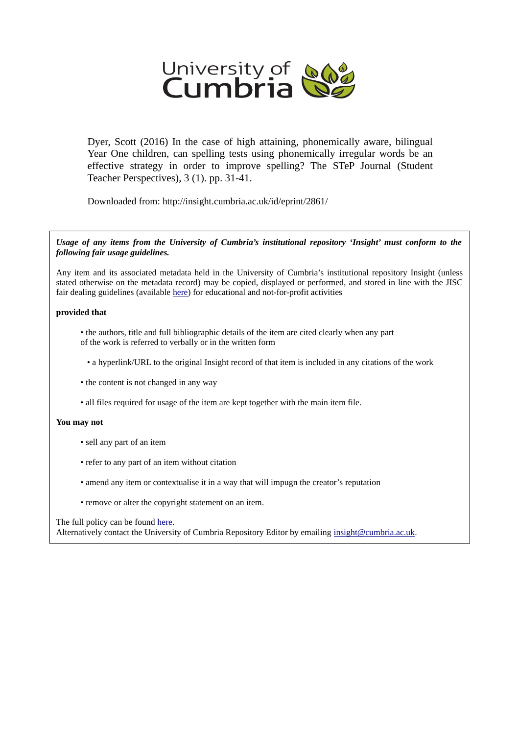University of Cumbria

Dyer, Scott (2016) In the case of high attaining, phonemically aware, bilingual Year One children, can spelling tests using phonemically irregular words be an effective strategy in order to improve spelling? The STeP Journal (Student Teacher Perspectives), 3 (1). pp. 31-41.

Downloaded from: http://insight.cumbria.ac.uk/id/eprint/2861/

***Usage of any items from the University of Cumbria's institutional repository 'Insight' must conform to the following fair usage guidelines.***

Any item and its associated metadata held in the University of Cumbria's institutional repository Insight (unless stated otherwise on the metadata record) may be copied, displayed or performed, and stored in line with the JISC fair dealing guidelines (available here) for educational and not-for-profit activities

**provided that**

- the authors, title and full bibliographic details of the item are cited clearly when any part of the work is referred to verbally or in the written form
- a hyperlink/URL to the original Insight record of that item is included in any citations of the work
- the content is not changed in any way
- all files required for usage of the item are kept together with the main item file.

**You may not**

- sell any part of an item
- refer to any part of an item without citation
- amend any item or contextualise it in a way that will impugn the creator's reputation
- remove or alter the copyright statement on an item.

The full policy can be found here.
Alternatively contact the University of Cumbria Repository Editor by emailing insight@cumbria.ac.uk.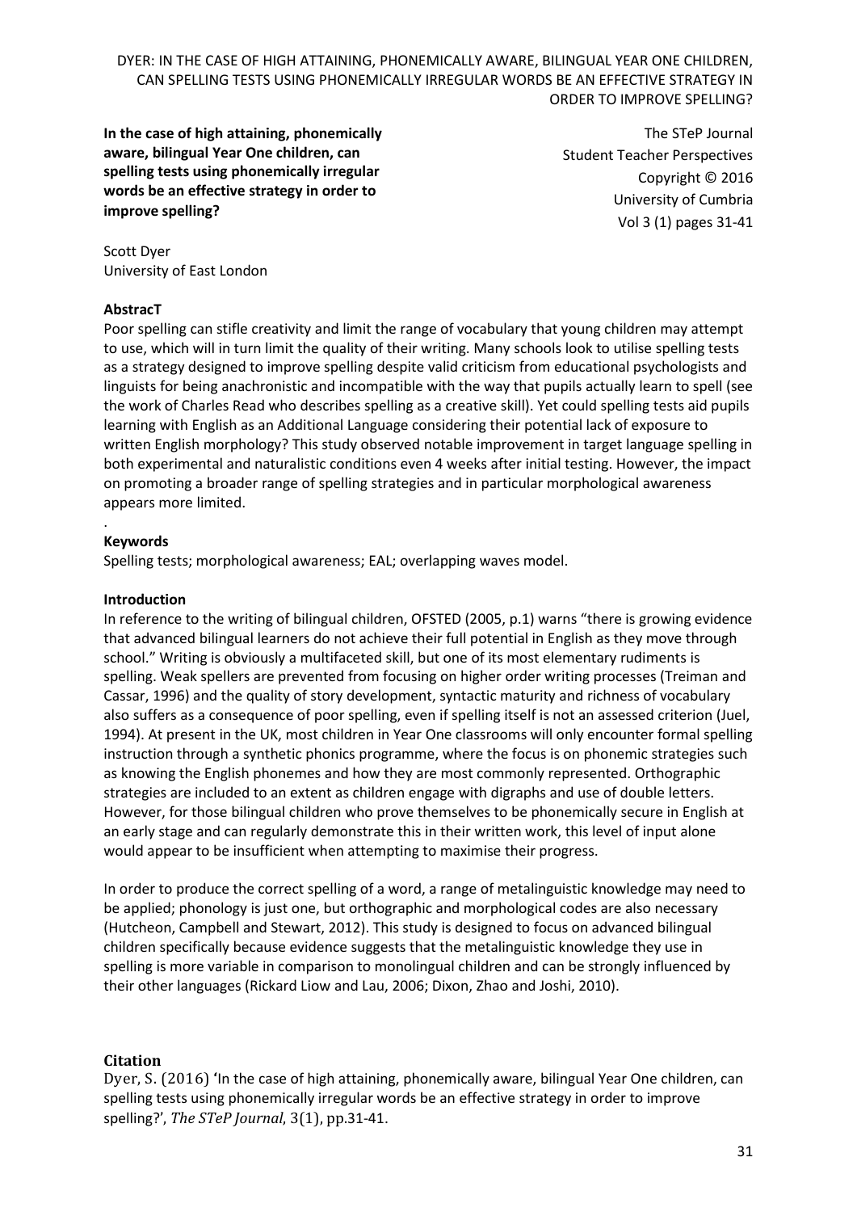**In the case of high attaining, phonemically aware, bilingual Year One children, can spelling tests using phonemically irregular words be an effective strategy in order to improve spelling?**

The STeP Journal
Student Teacher Perspectives
Copyright © 2016
University of Cumbria
Vol 3 (1) pages 31-41

Scott Dyer
University of East London

**AbstracT**

Poor spelling can stifle creativity and limit the range of vocabulary that young children may attempt to use, which will in turn limit the quality of their writing. Many schools look to utilise spelling tests as a strategy designed to improve spelling despite valid criticism from educational psychologists and linguists for being anachronistic and incompatible with the way that pupils actually learn to spell (see the work of Charles Read who describes spelling as a creative skill). Yet could spelling tests aid pupils learning with English as an Additional Language considering their potential lack of exposure to written English morphology? This study observed notable improvement in target language spelling in both experimental and naturalistic conditions even 4 weeks after initial testing. However, the impact on promoting a broader range of spelling strategies and in particular morphological awareness appears more limited.

.

**Keywords**

Spelling tests; morphological awareness; EAL; overlapping waves model.

**Introduction**

In reference to the writing of bilingual children, OFSTED (2005, p.1) warns "there is growing evidence that advanced bilingual learners do not achieve their full potential in English as they move through school." Writing is obviously a multifaceted skill, but one of its most elementary rudiments is spelling. Weak spellers are prevented from focusing on higher order writing processes (Treiman and Cassar, 1996) and the quality of story development, syntactic maturity and richness of vocabulary also suffers as a consequence of poor spelling, even if spelling itself is not an assessed criterion (Juel, 1994). At present in the UK, most children in Year One classrooms will only encounter formal spelling instruction through a synthetic phonics programme, where the focus is on phonemic strategies such as knowing the English phonemes and how they are most commonly represented. Orthographic strategies are included to an extent as children engage with digraphs and use of double letters. However, for those bilingual children who prove themselves to be phonemically secure in English at an early stage and can regularly demonstrate this in their written work, this level of input alone would appear to be insufficient when attempting to maximise their progress.

In order to produce the correct spelling of a word, a range of metalinguistic knowledge may need to be applied; phonology is just one, but orthographic and morphological codes are also necessary (Hutcheon, Campbell and Stewart, 2012). This study is designed to focus on advanced bilingual children specifically because evidence suggests that the metalinguistic knowledge they use in spelling is more variable in comparison to monolingual children and can be strongly influenced by their other languages (Rickard Liow and Lau, 2006; Dixon, Zhao and Joshi, 2010).

**Citation**

Dyer, S. (2016) 'In the case of high attaining, phonemically aware, bilingual Year One children, can spelling tests using phonemically irregular words be an effective strategy in order to improve spelling?', *The STeP Journal*, 3(1), pp.31-41.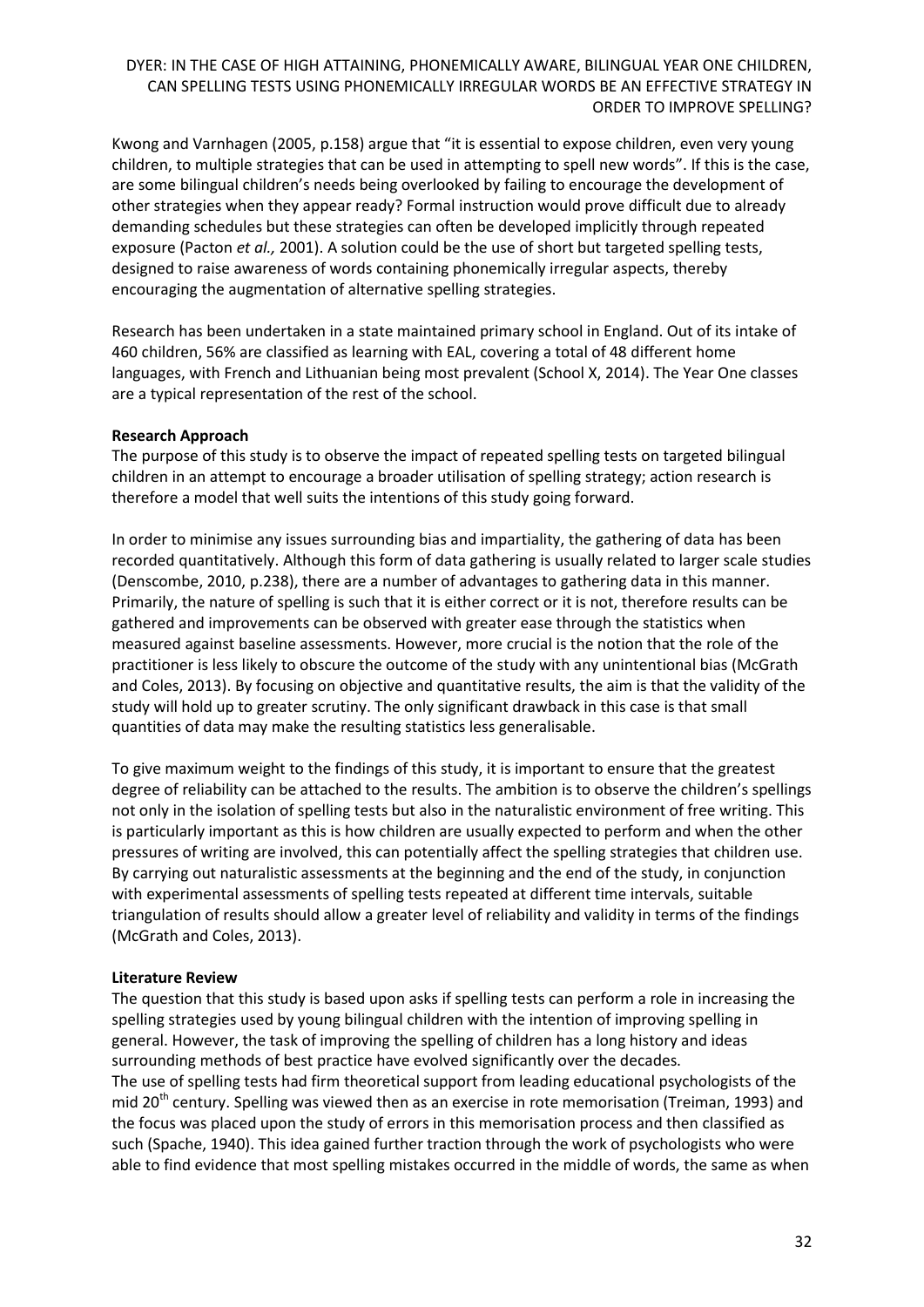Kwong and Varnhagen (2005, p.158) argue that "it is essential to expose children, even very young children, to multiple strategies that can be used in attempting to spell new words". If this is the case, are some bilingual children's needs being overlooked by failing to encourage the development of other strategies when they appear ready? Formal instruction would prove difficult due to already demanding schedules but these strategies can often be developed implicitly through repeated exposure (Pacton *et al.,* 2001). A solution could be the use of short but targeted spelling tests, designed to raise awareness of words containing phonemically irregular aspects, thereby encouraging the augmentation of alternative spelling strategies.

Research has been undertaken in a state maintained primary school in England. Out of its intake of 460 children, 56% are classified as learning with EAL, covering a total of 48 different home languages, with French and Lithuanian being most prevalent (School X, 2014). The Year One classes are a typical representation of the rest of the school.

**Research Approach**

The purpose of this study is to observe the impact of repeated spelling tests on targeted bilingual children in an attempt to encourage a broader utilisation of spelling strategy; action research is therefore a model that well suits the intentions of this study going forward.

In order to minimise any issues surrounding bias and impartiality, the gathering of data has been recorded quantitatively. Although this form of data gathering is usually related to larger scale studies (Denscombe, 2010, p.238), there are a number of advantages to gathering data in this manner. Primarily, the nature of spelling is such that it is either correct or it is not, therefore results can be gathered and improvements can be observed with greater ease through the statistics when measured against baseline assessments. However, more crucial is the notion that the role of the practitioner is less likely to obscure the outcome of the study with any unintentional bias (McGrath and Coles, 2013). By focusing on objective and quantitative results, the aim is that the validity of the study will hold up to greater scrutiny. The only significant drawback in this case is that small quantities of data may make the resulting statistics less generalisable.

To give maximum weight to the findings of this study, it is important to ensure that the greatest degree of reliability can be attached to the results. The ambition is to observe the children's spellings not only in the isolation of spelling tests but also in the naturalistic environment of free writing. This is particularly important as this is how children are usually expected to perform and when the other pressures of writing are involved, this can potentially affect the spelling strategies that children use. By carrying out naturalistic assessments at the beginning and the end of the study, in conjunction with experimental assessments of spelling tests repeated at different time intervals, suitable triangulation of results should allow a greater level of reliability and validity in terms of the findings (McGrath and Coles, 2013).

**Literature Review**

The question that this study is based upon asks if spelling tests can perform a role in increasing the spelling strategies used by young bilingual children with the intention of improving spelling in general. However, the task of improving the spelling of children has a long history and ideas surrounding methods of best practice have evolved significantly over the decades.
The use of spelling tests had firm theoretical support from leading educational psychologists of the mid 20th century. Spelling was viewed then as an exercise in rote memorisation (Treiman, 1993) and the focus was placed upon the study of errors in this memorisation process and then classified as such (Spache, 1940). This idea gained further traction through the work of psychologists who were able to find evidence that most spelling mistakes occurred in the middle of words, the same as when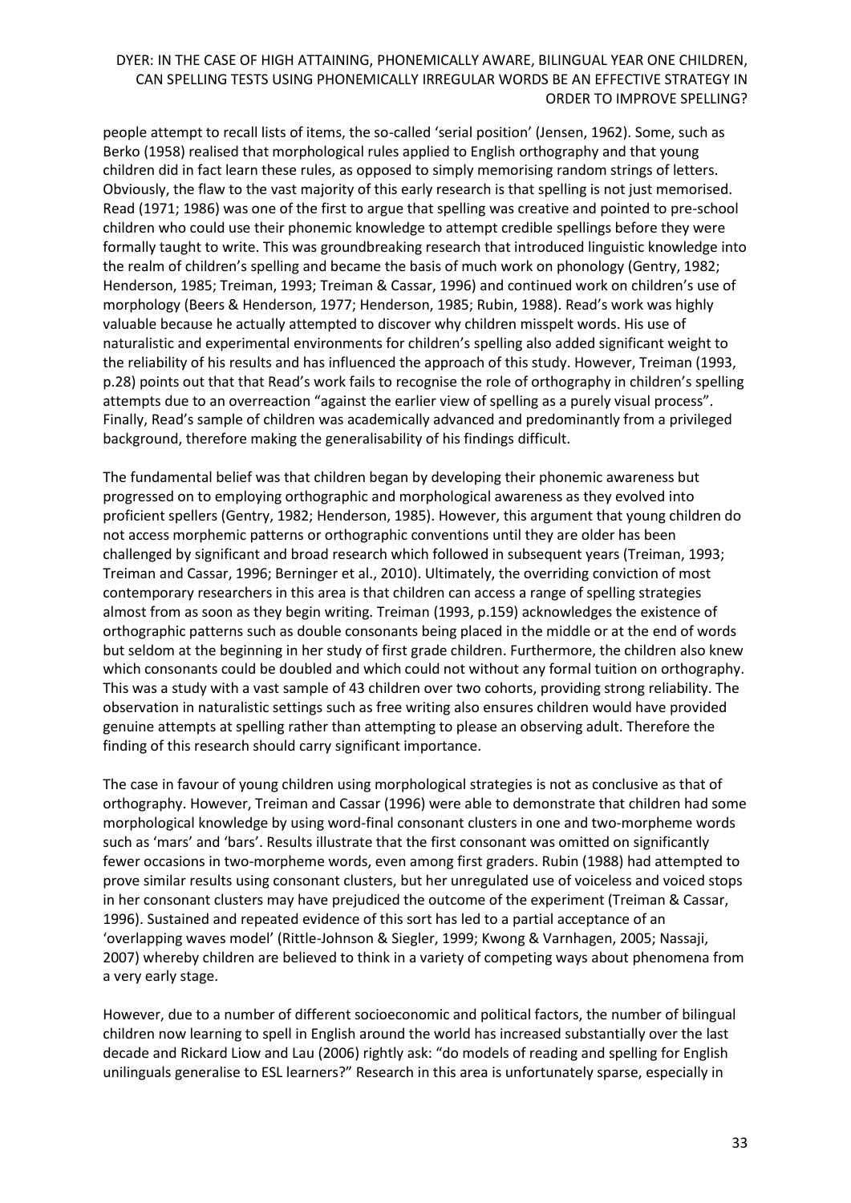people attempt to recall lists of items, the so-called 'serial position' (Jensen, 1962). Some, such as Berko (1958) realised that morphological rules applied to English orthography and that young children did in fact learn these rules, as opposed to simply memorising random strings of letters. Obviously, the flaw to the vast majority of this early research is that spelling is not just memorised. Read (1971; 1986) was one of the first to argue that spelling was creative and pointed to pre-school children who could use their phonemic knowledge to attempt credible spellings before they were formally taught to write. This was groundbreaking research that introduced linguistic knowledge into the realm of children's spelling and became the basis of much work on phonology (Gentry, 1982; Henderson, 1985; Treiman, 1993; Treiman & Cassar, 1996) and continued work on children's use of morphology (Beers & Henderson, 1977; Henderson, 1985; Rubin, 1988). Read's work was highly valuable because he actually attempted to discover why children misspelt words. His use of naturalistic and experimental environments for children's spelling also added significant weight to the reliability of his results and has influenced the approach of this study. However, Treiman (1993, p.28) points out that that Read's work fails to recognise the role of orthography in children's spelling attempts due to an overreaction "against the earlier view of spelling as a purely visual process". Finally, Read's sample of children was academically advanced and predominantly from a privileged background, therefore making the generalisability of his findings difficult.

The fundamental belief was that children began by developing their phonemic awareness but progressed on to employing orthographic and morphological awareness as they evolved into proficient spellers (Gentry, 1982; Henderson, 1985). However, this argument that young children do not access morphemic patterns or orthographic conventions until they are older has been challenged by significant and broad research which followed in subsequent years (Treiman, 1993; Treiman and Cassar, 1996; Berninger et al., 2010). Ultimately, the overriding conviction of most contemporary researchers in this area is that children can access a range of spelling strategies almost from as soon as they begin writing. Treiman (1993, p.159) acknowledges the existence of orthographic patterns such as double consonants being placed in the middle or at the end of words but seldom at the beginning in her study of first grade children. Furthermore, the children also knew which consonants could be doubled and which could not without any formal tuition on orthography. This was a study with a vast sample of 43 children over two cohorts, providing strong reliability. The observation in naturalistic settings such as free writing also ensures children would have provided genuine attempts at spelling rather than attempting to please an observing adult. Therefore the finding of this research should carry significant importance.

The case in favour of young children using morphological strategies is not as conclusive as that of orthography. However, Treiman and Cassar (1996) were able to demonstrate that children had some morphological knowledge by using word-final consonant clusters in one and two-morpheme words such as 'mars' and 'bars'. Results illustrate that the first consonant was omitted on significantly fewer occasions in two-morpheme words, even among first graders. Rubin (1988) had attempted to prove similar results using consonant clusters, but her unregulated use of voiceless and voiced stops in her consonant clusters may have prejudiced the outcome of the experiment (Treiman & Cassar, 1996). Sustained and repeated evidence of this sort has led to a partial acceptance of an 'overlapping waves model' (Rittle-Johnson & Siegler, 1999; Kwong & Varnhagen, 2005; Nassaji, 2007) whereby children are believed to think in a variety of competing ways about phenomena from a very early stage.

However, due to a number of different socioeconomic and political factors, the number of bilingual children now learning to spell in English around the world has increased substantially over the last decade and Rickard Liow and Lau (2006) rightly ask: "do models of reading and spelling for English unilinguals generalise to ESL learners?" Research in this area is unfortunately sparse, especially in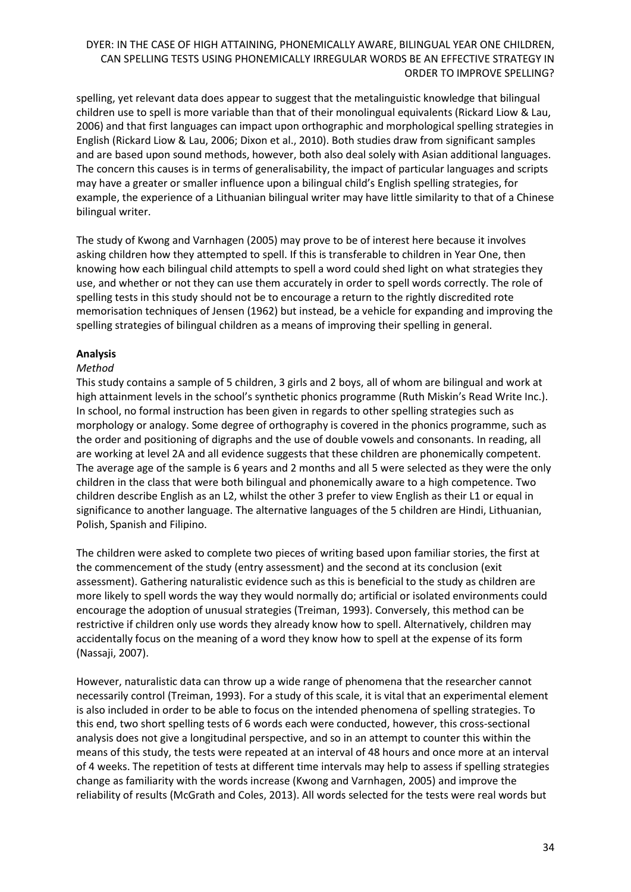spelling, yet relevant data does appear to suggest that the metalinguistic knowledge that bilingual children use to spell is more variable than that of their monolingual equivalents (Rickard Liow & Lau, 2006) and that first languages can impact upon orthographic and morphological spelling strategies in English (Rickard Liow & Lau, 2006; Dixon et al., 2010). Both studies draw from significant samples and are based upon sound methods, however, both also deal solely with Asian additional languages. The concern this causes is in terms of generalisability, the impact of particular languages and scripts may have a greater or smaller influence upon a bilingual child's English spelling strategies, for example, the experience of a Lithuanian bilingual writer may have little similarity to that of a Chinese bilingual writer.

The study of Kwong and Varnhagen (2005) may prove to be of interest here because it involves asking children how they attempted to spell. If this is transferable to children in Year One, then knowing how each bilingual child attempts to spell a word could shed light on what strategies they use, and whether or not they can use them accurately in order to spell words correctly. The role of spelling tests in this study should not be to encourage a return to the rightly discredited rote memorisation techniques of Jensen (1962) but instead, be a vehicle for expanding and improving the spelling strategies of bilingual children as a means of improving their spelling in general.

**Analysis**

*Method*

This study contains a sample of 5 children, 3 girls and 2 boys, all of whom are bilingual and work at high attainment levels in the school's synthetic phonics programme (Ruth Miskin's Read Write Inc.). In school, no formal instruction has been given in regards to other spelling strategies such as morphology or analogy. Some degree of orthography is covered in the phonics programme, such as the order and positioning of digraphs and the use of double vowels and consonants. In reading, all are working at level 2A and all evidence suggests that these children are phonemically competent. The average age of the sample is 6 years and 2 months and all 5 were selected as they were the only children in the class that were both bilingual and phonemically aware to a high competence. Two children describe English as an L2, whilst the other 3 prefer to view English as their L1 or equal in significance to another language. The alternative languages of the 5 children are Hindi, Lithuanian, Polish, Spanish and Filipino.

The children were asked to complete two pieces of writing based upon familiar stories, the first at the commencement of the study (entry assessment) and the second at its conclusion (exit assessment). Gathering naturalistic evidence such as this is beneficial to the study as children are more likely to spell words the way they would normally do; artificial or isolated environments could encourage the adoption of unusual strategies (Treiman, 1993). Conversely, this method can be restrictive if children only use words they already know how to spell. Alternatively, children may accidentally focus on the meaning of a word they know how to spell at the expense of its form (Nassaji, 2007).

However, naturalistic data can throw up a wide range of phenomena that the researcher cannot necessarily control (Treiman, 1993). For a study of this scale, it is vital that an experimental element is also included in order to be able to focus on the intended phenomena of spelling strategies. To this end, two short spelling tests of 6 words each were conducted, however, this cross-sectional analysis does not give a longitudinal perspective, and so in an attempt to counter this within the means of this study, the tests were repeated at an interval of 48 hours and once more at an interval of 4 weeks. The repetition of tests at different time intervals may help to assess if spelling strategies change as familiarity with the words increase (Kwong and Varnhagen, 2005) and improve the reliability of results (McGrath and Coles, 2013). All words selected for the tests were real words but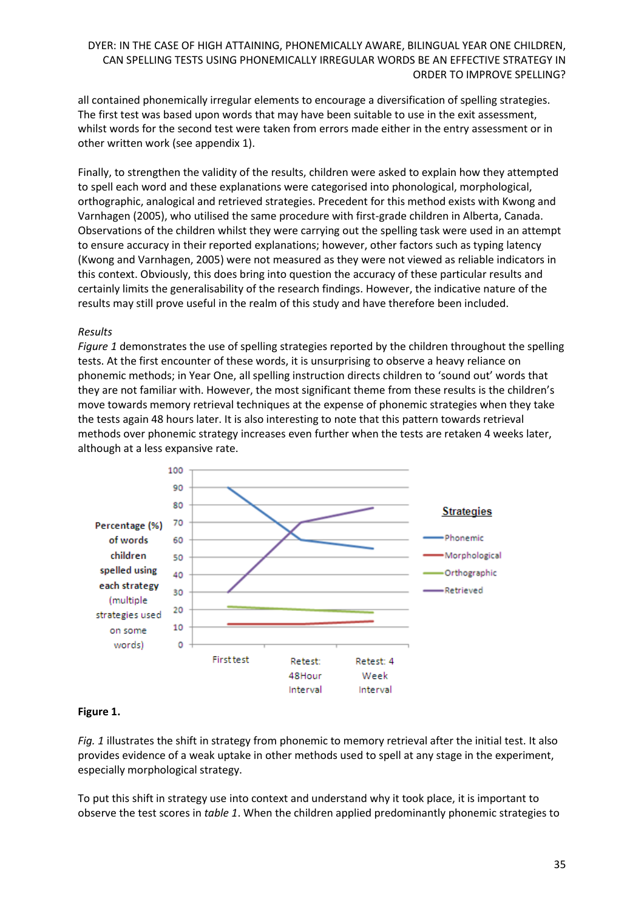all contained phonemically irregular elements to encourage a diversification of spelling strategies. The first test was based upon words that may have been suitable to use in the exit assessment, whilst words for the second test were taken from errors made either in the entry assessment or in other written work (see appendix 1).

Finally, to strengthen the validity of the results, children were asked to explain how they attempted to spell each word and these explanations were categorised into phonological, morphological, orthographic, analogical and retrieved strategies. Precedent for this method exists with Kwong and Varnhagen (2005), who utilised the same procedure with first-grade children in Alberta, Canada. Observations of the children whilst they were carrying out the spelling task were used in an attempt to ensure accuracy in their reported explanations; however, other factors such as typing latency (Kwong and Varnhagen, 2005) were not measured as they were not viewed as reliable indicators in this context. Obviously, this does bring into question the accuracy of these particular results and certainly limits the generalisability of the research findings. However, the indicative nature of the results may still prove useful in the realm of this study and have therefore been included.

*Results*

*Figure 1* demonstrates the use of spelling strategies reported by the children throughout the spelling tests. At the first encounter of these words, it is unsurprising to observe a heavy reliance on phonemic methods; in Year One, all spelling instruction directs children to 'sound out' words that they are not familiar with. However, the most significant theme from these results is the children's move towards memory retrieval techniques at the expense of phonemic strategies when they take the tests again 48 hours later. It is also interesting to note that this pattern towards retrieval methods over phonemic strategy increases even further when the tests are retaken 4 weeks later, although at a less expansive rate.

**Figure 1.**

*Fig. 1* illustrates the shift in strategy from phonemic to memory retrieval after the initial test. It also provides evidence of a weak uptake in other methods used to spell at any stage in the experiment, especially morphological strategy.

To put this shift in strategy use into context and understand why it took place, it is important to observe the test scores in *table 1*. When the children applied predominantly phonemic strategies to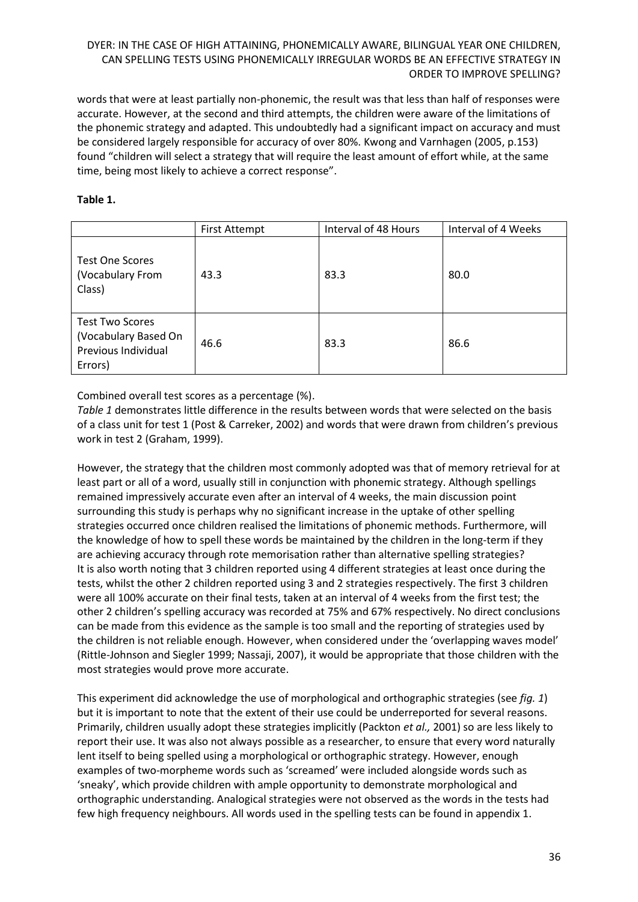words that were at least partially non-phonemic, the result was that less than half of responses were accurate. However, at the second and third attempts, the children were aware of the limitations of the phonemic strategy and adapted. This undoubtedly had a significant impact on accuracy and must be considered largely responsible for accuracy of over 80%. Kwong and Varnhagen (2005, p.153) found "children will select a strategy that will require the least amount of effort while, at the same time, being most likely to achieve a correct response".

**Table 1.**

| | First Attempt | Interval of 48 Hours | Interval of 4 Weeks |
| --- | --- | --- | --- |
| Test One Scores (Vocabulary From Class) | 43.3 | 83.3 | 80.0 |
| Test Two Scores (Vocabulary Based On Previous Individual Errors) | 46.6 | 83.3 | 86.6 |

Combined overall test scores as a percentage (%).

*Table 1* demonstrates little difference in the results between words that were selected on the basis of a class unit for test 1 (Post & Carreker, 2002) and words that were drawn from children's previous work in test 2 (Graham, 1999).

However, the strategy that the children most commonly adopted was that of memory retrieval for at least part or all of a word, usually still in conjunction with phonemic strategy. Although spellings remained impressively accurate even after an interval of 4 weeks, the main discussion point surrounding this study is perhaps why no significant increase in the uptake of other spelling strategies occurred once children realised the limitations of phonemic methods. Furthermore, will the knowledge of how to spell these words be maintained by the children in the long-term if they are achieving accuracy through rote memorisation rather than alternative spelling strategies?
It is also worth noting that 3 children reported using 4 different strategies at least once during the tests, whilst the other 2 children reported using 3 and 2 strategies respectively. The first 3 children were all 100% accurate on their final tests, taken at an interval of 4 weeks from the first test; the other 2 children's spelling accuracy was recorded at 75% and 67% respectively. No direct conclusions can be made from this evidence as the sample is too small and the reporting of strategies used by the children is not reliable enough. However, when considered under the 'overlapping waves model' (Rittle-Johnson and Siegler 1999; Nassaji, 2007), it would be appropriate that those children with the most strategies would prove more accurate.

This experiment did acknowledge the use of morphological and orthographic strategies (see *fig. 1*) but it is important to note that the extent of their use could be underreported for several reasons. Primarily, children usually adopt these strategies implicitly (Packton *et al.,* 2001) so are less likely to report their use. It was also not always possible as a researcher, to ensure that every word naturally lent itself to being spelled using a morphological or orthographic strategy. However, enough examples of two-morpheme words such as 'screamed' were included alongside words such as 'sneaky', which provide children with ample opportunity to demonstrate morphological and orthographic understanding. Analogical strategies were not observed as the words in the tests had few high frequency neighbours. All words used in the spelling tests can be found in appendix 1.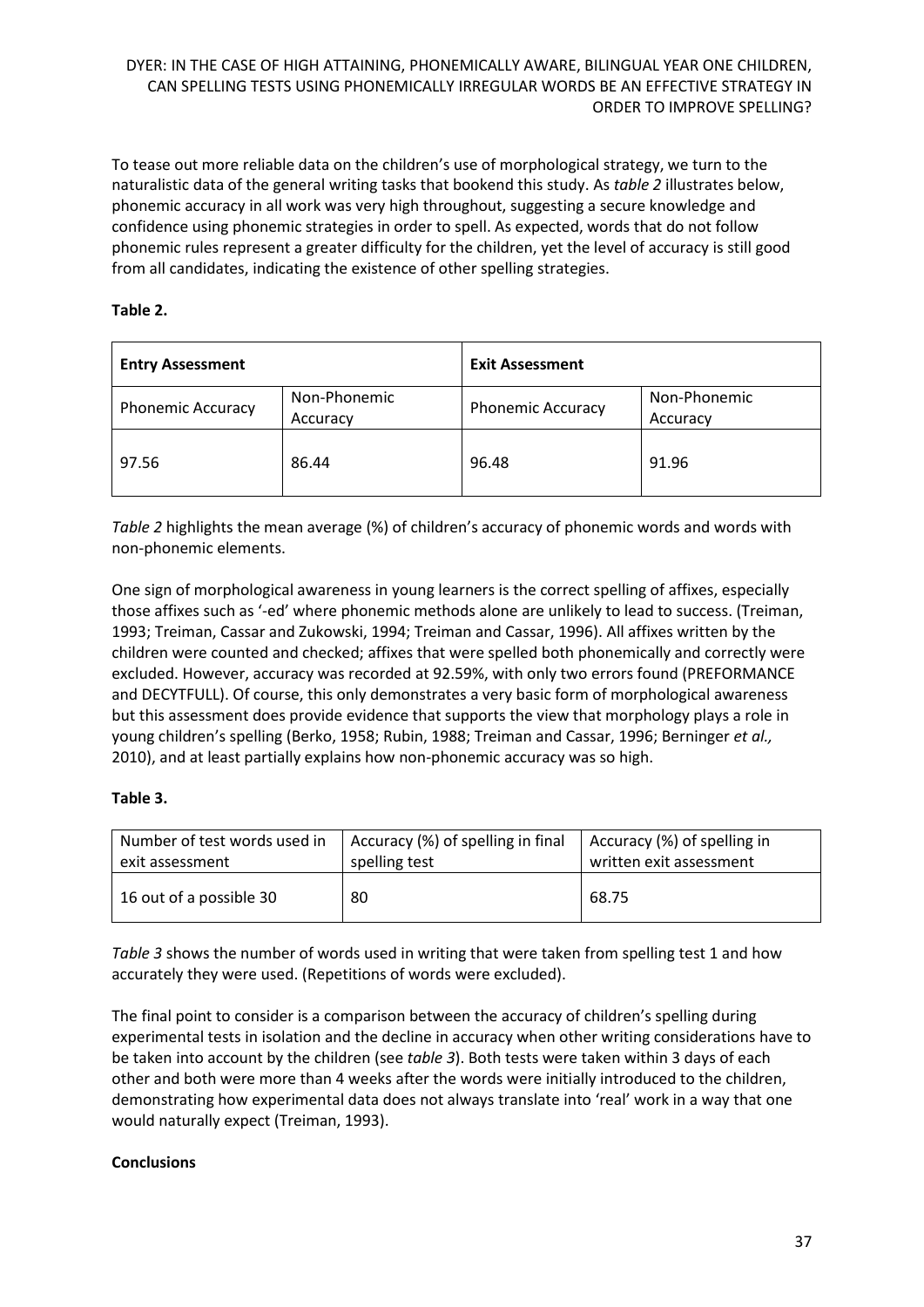To tease out more reliable data on the children's use of morphological strategy, we turn to the naturalistic data of the general writing tasks that bookend this study. As *table 2* illustrates below, phonemic accuracy in all work was very high throughout, suggesting a secure knowledge and confidence using phonemic strategies in order to spell. As expected, words that do not follow phonemic rules represent a greater difficulty for the children, yet the level of accuracy is still good from all candidates, indicating the existence of other spelling strategies.

**Table 2.**

| **Entry Assessment** | | **Exit Assessment** | |
|---|---|---|---|
| Phonemic Accuracy | Non-Phonemic Accuracy | Phonemic Accuracy | Non-Phonemic Accuracy |
| 97.56 | 86.44 | 96.48 | 91.96 |

*Table 2* highlights the mean average (%) of children's accuracy of phonemic words and words with non-phonemic elements.

One sign of morphological awareness in young learners is the correct spelling of affixes, especially those affixes such as '-ed' where phonemic methods alone are unlikely to lead to success. (Treiman, 1993; Treiman, Cassar and Zukowski, 1994; Treiman and Cassar, 1996). All affixes written by the children were counted and checked; affixes that were spelled both phonemically and correctly were excluded. However, accuracy was recorded at 92.59%, with only two errors found (PREFORMANCE and DECYTFULL). Of course, this only demonstrates a very basic form of morphological awareness but this assessment does provide evidence that supports the view that morphology plays a role in young children's spelling (Berko, 1958; Rubin, 1988; Treiman and Cassar, 1996; Berninger *et al.,* 2010), and at least partially explains how non-phonemic accuracy was so high.

**Table 3.**

| Number of test words used in exit assessment | Accuracy (%) of spelling in final spelling test | Accuracy (%) of spelling in written exit assessment |
|---|---|---|
| 16 out of a possible 30 | 80 | 68.75 |

*Table 3* shows the number of words used in writing that were taken from spelling test 1 and how accurately they were used. (Repetitions of words were excluded).

The final point to consider is a comparison between the accuracy of children's spelling during experimental tests in isolation and the decline in accuracy when other writing considerations have to be taken into account by the children (see *table 3*). Both tests were taken within 3 days of each other and both were more than 4 weeks after the words were initially introduced to the children, demonstrating how experimental data does not always translate into 'real' work in a way that one would naturally expect (Treiman, 1993).

**Conclusions**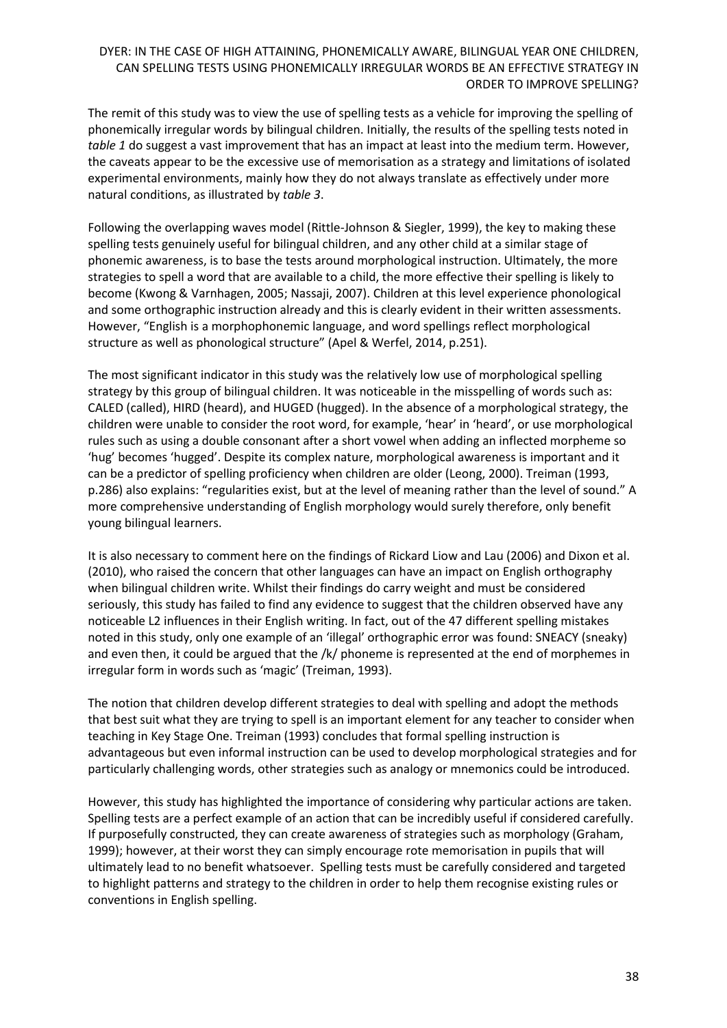The remit of this study was to view the use of spelling tests as a vehicle for improving the spelling of phonemically irregular words by bilingual children. Initially, the results of the spelling tests noted in *table 1* do suggest a vast improvement that has an impact at least into the medium term. However, the caveats appear to be the excessive use of memorisation as a strategy and limitations of isolated experimental environments, mainly how they do not always translate as effectively under more natural conditions, as illustrated by *table 3*.

Following the overlapping waves model (Rittle-Johnson & Siegler, 1999), the key to making these spelling tests genuinely useful for bilingual children, and any other child at a similar stage of phonemic awareness, is to base the tests around morphological instruction. Ultimately, the more strategies to spell a word that are available to a child, the more effective their spelling is likely to become (Kwong & Varnhagen, 2005; Nassaji, 2007). Children at this level experience phonological and some orthographic instruction already and this is clearly evident in their written assessments. However, "English is a morphophonemic language, and word spellings reflect morphological structure as well as phonological structure" (Apel & Werfel, 2014, p.251).

The most significant indicator in this study was the relatively low use of morphological spelling strategy by this group of bilingual children. It was noticeable in the misspelling of words such as: CALED (called), HIRD (heard), and HUGED (hugged). In the absence of a morphological strategy, the children were unable to consider the root word, for example, 'hear' in 'heard', or use morphological rules such as using a double consonant after a short vowel when adding an inflected morpheme so 'hug' becomes 'hugged'. Despite its complex nature, morphological awareness is important and it can be a predictor of spelling proficiency when children are older (Leong, 2000). Treiman (1993, p.286) also explains: "regularities exist, but at the level of meaning rather than the level of sound." A more comprehensive understanding of English morphology would surely therefore, only benefit young bilingual learners.

It is also necessary to comment here on the findings of Rickard Liow and Lau (2006) and Dixon et al. (2010), who raised the concern that other languages can have an impact on English orthography when bilingual children write. Whilst their findings do carry weight and must be considered seriously, this study has failed to find any evidence to suggest that the children observed have any noticeable L2 influences in their English writing. In fact, out of the 47 different spelling mistakes noted in this study, only one example of an 'illegal' orthographic error was found: SNEACY (sneaky) and even then, it could be argued that the /k/ phoneme is represented at the end of morphemes in irregular form in words such as 'magic' (Treiman, 1993).

The notion that children develop different strategies to deal with spelling and adopt the methods that best suit what they are trying to spell is an important element for any teacher to consider when teaching in Key Stage One. Treiman (1993) concludes that formal spelling instruction is advantageous but even informal instruction can be used to develop morphological strategies and for particularly challenging words, other strategies such as analogy or mnemonics could be introduced.

However, this study has highlighted the importance of considering why particular actions are taken. Spelling tests are a perfect example of an action that can be incredibly useful if considered carefully. If purposefully constructed, they can create awareness of strategies such as morphology (Graham, 1999); however, at their worst they can simply encourage rote memorisation in pupils that will ultimately lead to no benefit whatsoever. Spelling tests must be carefully considered and targeted to highlight patterns and strategy to the children in order to help them recognise existing rules or conventions in English spelling.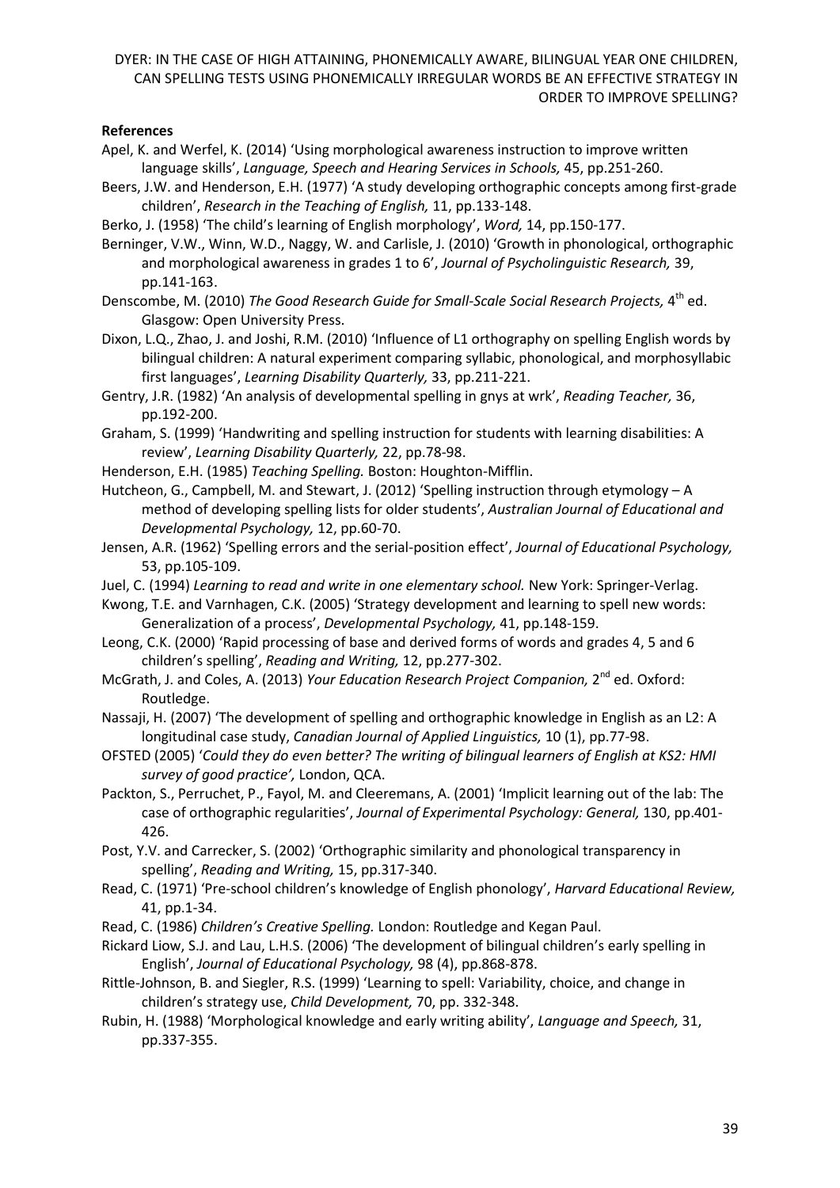**References**

Apel, K. and Werfel, K. (2014) 'Using morphological awareness instruction to improve written language skills', *Language, Speech and Hearing Services in Schools,* 45, pp.251-260.

Beers, J.W. and Henderson, E.H. (1977) 'A study developing orthographic concepts among first-grade children', *Research in the Teaching of English,* 11, pp.133-148.

Berko, J. (1958) 'The child's learning of English morphology', *Word,* 14, pp.150-177.

Berninger, V.W., Winn, W.D., Naggy, W. and Carlisle, J. (2010) 'Growth in phonological, orthographic and morphological awareness in grades 1 to 6', *Journal of Psycholinguistic Research,* 39, pp.141-163.

Denscombe, M. (2010) *The Good Research Guide for Small-Scale Social Research Projects,* 4th ed. Glasgow: Open University Press.

Dixon, L.Q., Zhao, J. and Joshi, R.M. (2010) 'Influence of L1 orthography on spelling English words by bilingual children: A natural experiment comparing syllabic, phonological, and morphosyllabic first languages', *Learning Disability Quarterly,* 33, pp.211-221.

Gentry, J.R. (1982) 'An analysis of developmental spelling in gnys at wrk', *Reading Teacher,* 36, pp.192-200.

Graham, S. (1999) 'Handwriting and spelling instruction for students with learning disabilities: A review', *Learning Disability Quarterly,* 22, pp.78-98.

Henderson, E.H. (1985) *Teaching Spelling.* Boston: Houghton-Mifflin.

Hutcheon, G., Campbell, M. and Stewart, J. (2012) 'Spelling instruction through etymology – A method of developing spelling lists for older students', *Australian Journal of Educational and Developmental Psychology,* 12, pp.60-70.

Jensen, A.R. (1962) 'Spelling errors and the serial-position effect', *Journal of Educational Psychology,* 53, pp.105-109.

Juel, C. (1994) *Learning to read and write in one elementary school.* New York: Springer-Verlag.

Kwong, T.E. and Varnhagen, C.K. (2005) 'Strategy development and learning to spell new words: Generalization of a process', *Developmental Psychology,* 41, pp.148-159.

Leong, C.K. (2000) 'Rapid processing of base and derived forms of words and grades 4, 5 and 6 children's spelling', *Reading and Writing,* 12, pp.277-302.

McGrath, J. and Coles, A. (2013) *Your Education Research Project Companion,* 2nd ed. Oxford: Routledge.

Nassaji, H. (2007) 'The development of spelling and orthographic knowledge in English as an L2: A longitudinal case study, *Canadian Journal of Applied Linguistics,* 10 (1), pp.77-98.

OFSTED (2005) '*Could they do even better? The writing of bilingual learners of English at KS2: HMI survey of good practice',* London, QCA.

Packton, S., Perruchet, P., Fayol, M. and Cleeremans, A. (2001) 'Implicit learning out of the lab: The case of orthographic regularities', *Journal of Experimental Psychology: General,* 130, pp.401-426.

Post, Y.V. and Carrecker, S. (2002) 'Orthographic similarity and phonological transparency in spelling', *Reading and Writing,* 15, pp.317-340.

Read, C. (1971) 'Pre-school children's knowledge of English phonology', *Harvard Educational Review,* 41, pp.1-34.

Read, C. (1986) *Children's Creative Spelling.* London: Routledge and Kegan Paul.

Rickard Liow, S.J. and Lau, L.H.S. (2006) 'The development of bilingual children's early spelling in English', *Journal of Educational Psychology,* 98 (4), pp.868-878.

Rittle-Johnson, B. and Siegler, R.S. (1999) 'Learning to spell: Variability, choice, and change in children's strategy use, *Child Development,* 70, pp. 332-348.

Rubin, H. (1988) 'Morphological knowledge and early writing ability', *Language and Speech,* 31, pp.337-355.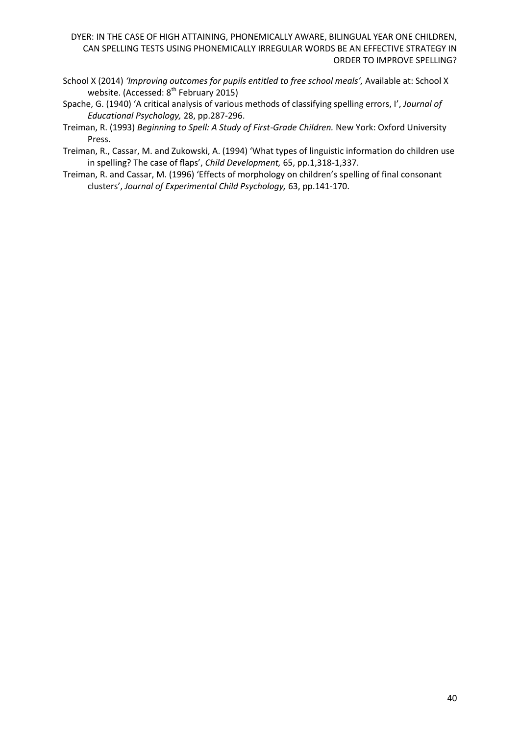School X (2014) *'Improving outcomes for pupils entitled to free school meals',* Available at: School X website. (Accessed: 8th February 2015)

Spache, G. (1940) 'A critical analysis of various methods of classifying spelling errors, I', *Journal of Educational Psychology,* 28, pp.287-296.

Treiman, R. (1993) *Beginning to Spell: A Study of First-Grade Children.* New York: Oxford University Press.

Treiman, R., Cassar, M. and Zukowski, A. (1994) 'What types of linguistic information do children use in spelling? The case of flaps', *Child Development,* 65, pp.1,318-1,337.

Treiman, R. and Cassar, M. (1996) 'Effects of morphology on children's spelling of final consonant clusters', *Journal of Experimental Child Psychology,* 63, pp.141-170.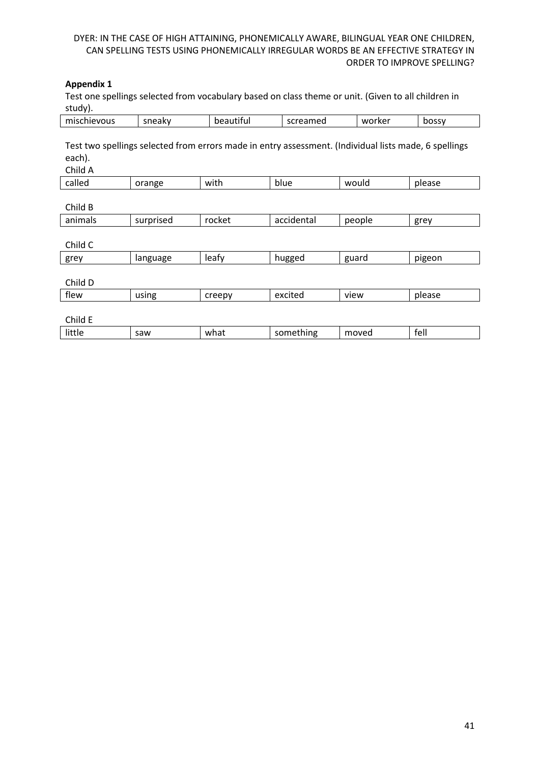**Appendix 1**

Test one spellings selected from vocabulary based on class theme or unit. (Given to all children in study).

| | | | | | |
|---|---|---|---|---|---|
| mischievous | sneaky | beautiful | screamed | worker | bossy |

Test two spellings selected from errors made in entry assessment. (Individual lists made, 6 spellings each).

Child A

| | | | | | |
|---|---|---|---|---|---|
| called | orange | with | blue | would | please |

Child B

| | | | | | |
|---|---|---|---|---|---|
| animals | surprised | rocket | accidental | people | grey |

Child C

| | | | | | |
|---|---|---|---|---|---|
| grey | language | leafy | hugged | guard | pigeon |

Child D

| | | | | | |
|---|---|---|---|---|---|
| flew | using | creepy | excited | view | please |

Child E

| | | | | | |
|---|---|---|---|---|---|
| little | saw | what | something | moved | fell |